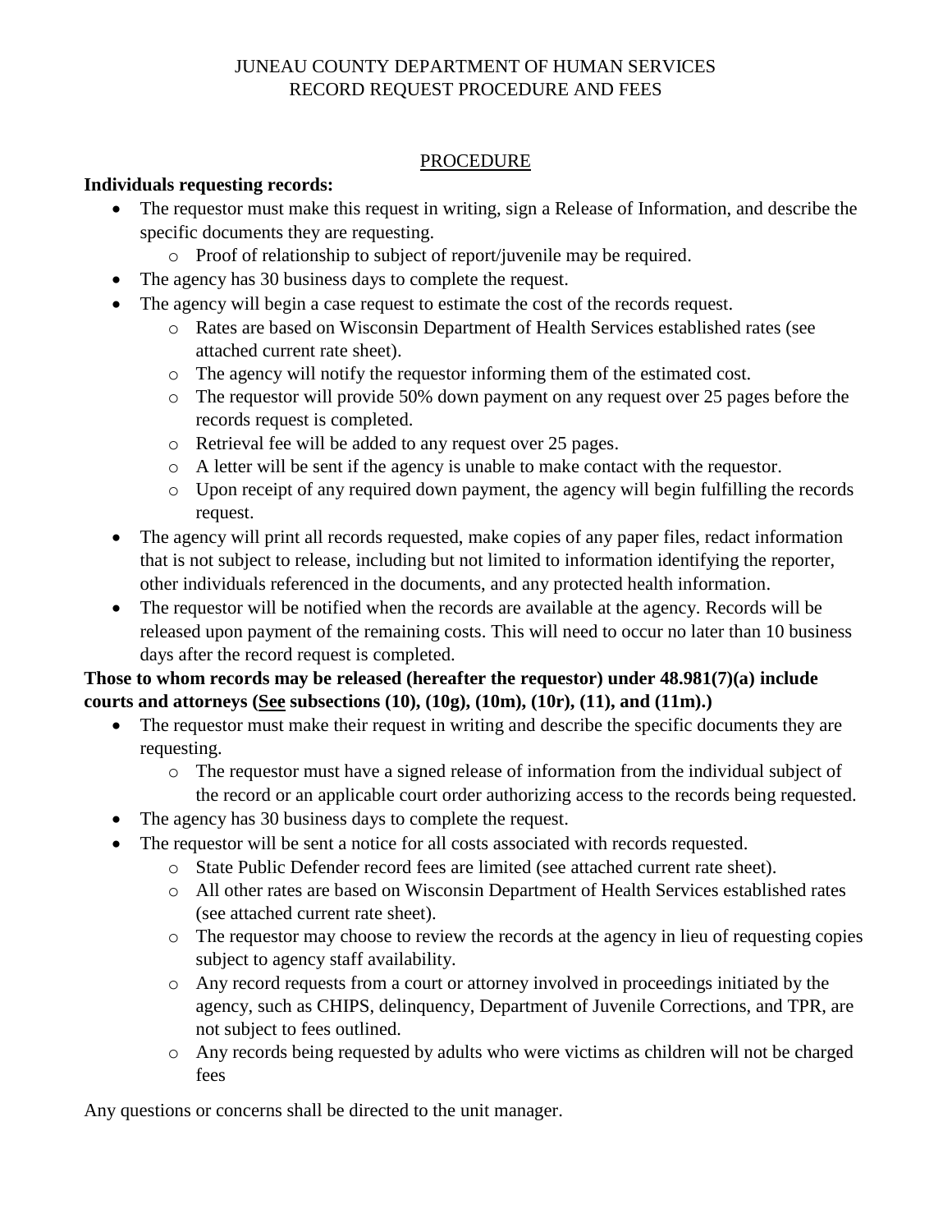# JUNEAU COUNTY DEPARTMENT OF HUMAN SERVICES
# RECORD REQUEST PROCEDURE AND FEES

## PROCEDURE

**Individuals requesting records:**

- The requestor must make this request in writing, sign a Release of Information, and describe the specific documents they are requesting.
    - Proof of relationship to subject of report/juvenile may be required.
- The agency has 30 business days to complete the request.
- The agency will begin a case request to estimate the cost of the records request.
    - Rates are based on Wisconsin Department of Health Services established rates (see attached current rate sheet).
    - The agency will notify the requestor informing them of the estimated cost.
    - The requestor will provide 50% down payment on any request over 25 pages before the records request is completed.
    - Retrieval fee will be added to any request over 25 pages.
    - A letter will be sent if the agency is unable to make contact with the requestor.
    - Upon receipt of any required down payment, the agency will begin fulfilling the records request.
- The agency will print all records requested, make copies of any paper files, redact information that is not subject to release, including but not limited to information identifying the reporter, other individuals referenced in the documents, and any protected health information.
- The requestor will be notified when the records are available at the agency. Records will be released upon payment of the remaining costs. This will need to occur no later than 10 business days after the record request is completed.

**Those to whom records may be released (hereafter the requestor) under 48.981(7)(a) include courts and attorneys (See subsections (10), (10g), (10m), (10r), (11), and (11m).)**

- The requestor must make their request in writing and describe the specific documents they are requesting.
    - The requestor must have a signed release of information from the individual subject of the record or an applicable court order authorizing access to the records being requested.
- The agency has 30 business days to complete the request.
- The requestor will be sent a notice for all costs associated with records requested.
    - State Public Defender record fees are limited (see attached current rate sheet).
    - All other rates are based on Wisconsin Department of Health Services established rates (see attached current rate sheet).
    - The requestor may choose to review the records at the agency in lieu of requesting copies subject to agency staff availability.
    - Any record requests from a court or attorney involved in proceedings initiated by the agency, such as CHIPS, delinquency, Department of Juvenile Corrections, and TPR, are not subject to fees outlined.
    - Any records being requested by adults who were victims as children will not be charged fees

Any questions or concerns shall be directed to the unit manager.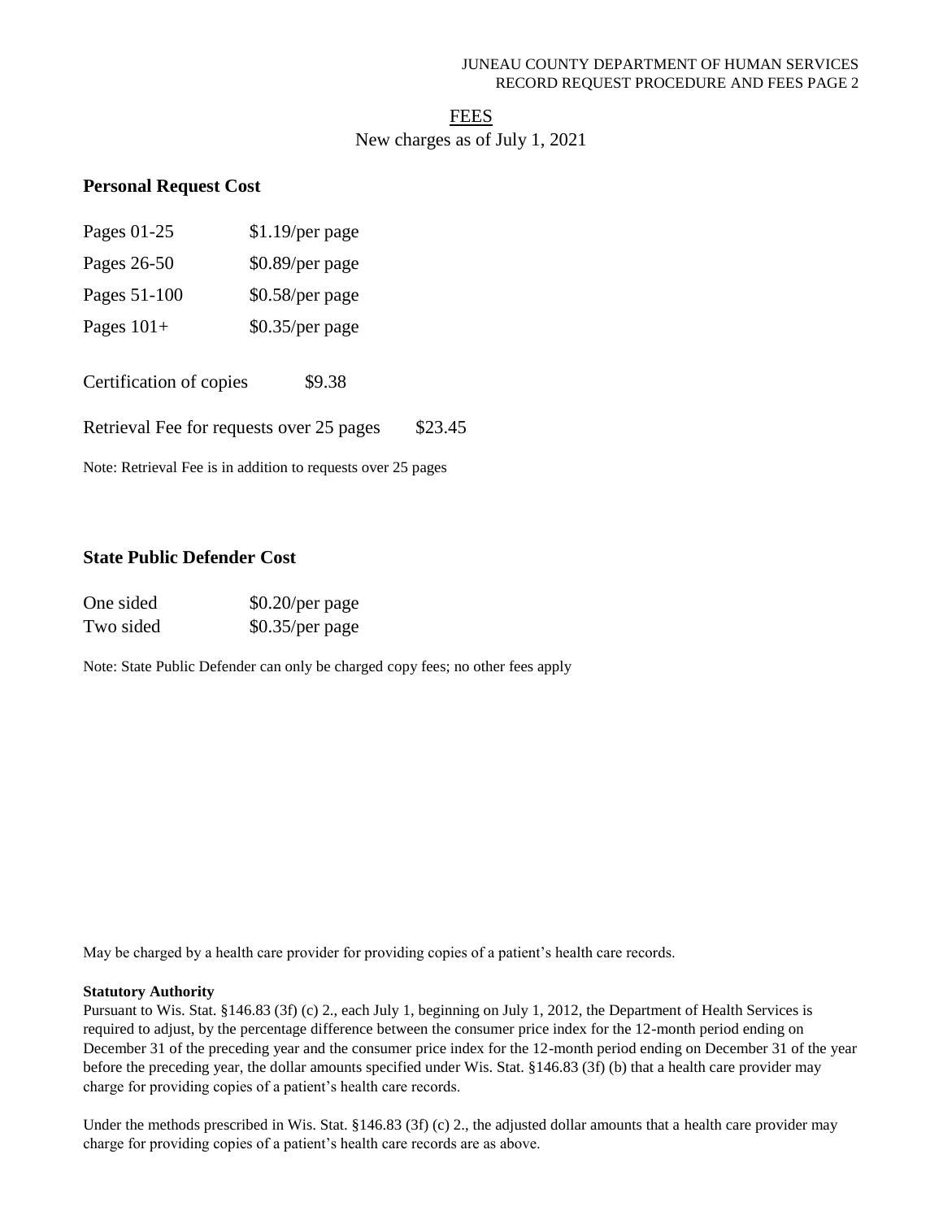## FEES

New charges as of July 1, 2021

### Personal Request Cost

| | |
|---|---|
| Pages 01-25 | $1.19/per page |
| Pages 26-50 | $0.89/per page |
| Pages 51-100 | $0.58/per page |
| Pages 101+ | $0.35/per page |

Certification of copies $9.38

Retrieval Fee for requests over 25 pages $23.45

Note: Retrieval Fee is in addition to requests over 25 pages

### State Public Defender Cost

| | |
|---|---|
| One sided | $0.20/per page |
| Two sided | $0.35/per page |

Note: State Public Defender can only be charged copy fees; no other fees apply

May be charged by a health care provider for providing copies of a patient's health care records.

**Statutory Authority**

Pursuant to Wis. Stat. §146.83 (3f) (c) 2., each July 1, beginning on July 1, 2012, the Department of Health Services is required to adjust, by the percentage difference between the consumer price index for the 12-month period ending on December 31 of the preceding year and the consumer price index for the 12-month period ending on December 31 of the year before the preceding year, the dollar amounts specified under Wis. Stat. §146.83 (3f) (b) that a health care provider may charge for providing copies of a patient's health care records.

Under the methods prescribed in Wis. Stat. §146.83 (3f) (c) 2., the adjusted dollar amounts that a health care provider may charge for providing copies of a patient's health care records are as above.